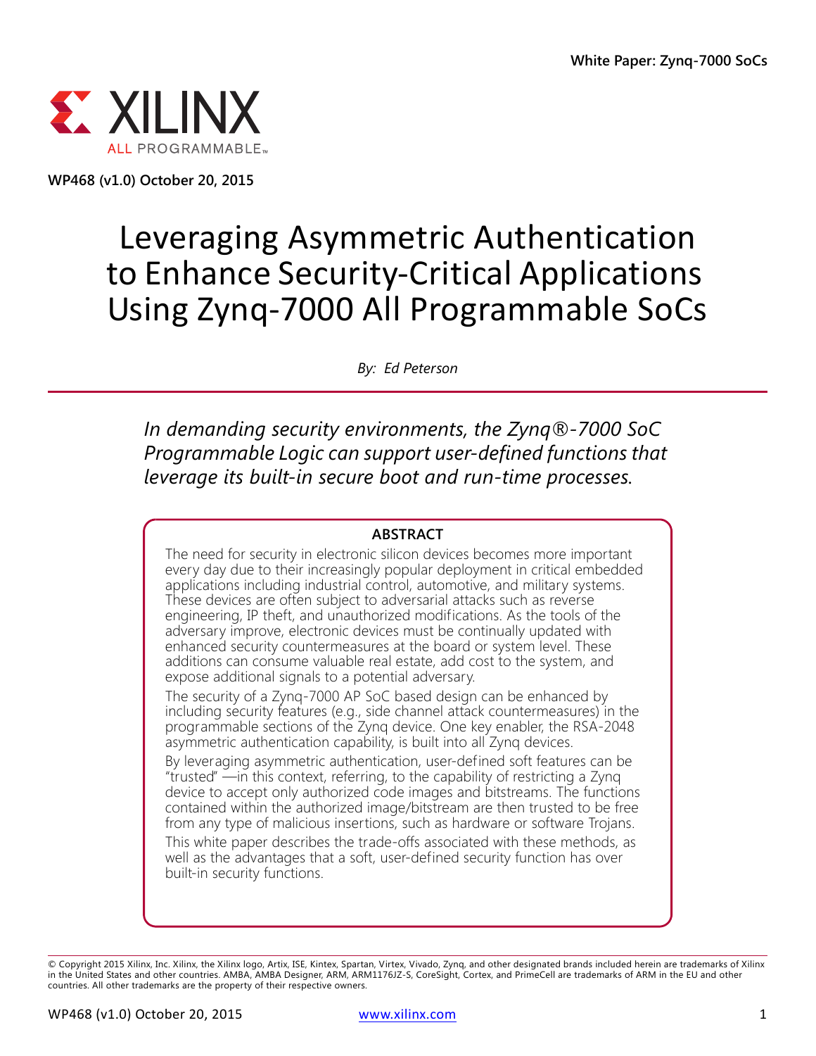White Paper: Zynq-7000 SoCs

XILINX ALL PROGRAMMABLE

WP468 (v1.0) October 20, 2015

# Leveraging Asymmetric Authentication to Enhance Security-Critical Applications Using Zynq-7000 All Programmable SoCs

*By: Ed Peterson*

*In demanding security environments, the Zynq®-7000 SoC Programmable Logic can support user-defined functions that leverage its built-in secure boot and run-time processes.*

## ABSTRACT

The need for security in electronic silicon devices becomes more important every day due to their increasingly popular deployment in critical embedded applications including industrial control, automotive, and military systems. These devices are often subject to adversarial attacks such as reverse engineering, IP theft, and unauthorized modifications. As the tools of the adversary improve, electronic devices must be continually updated with enhanced security countermeasures at the board or system level. These additions can consume valuable real estate, add cost to the system, and expose additional signals to a potential adversary.

The security of a Zynq-7000 AP SoC based design can be enhanced by including security features (e.g., side channel attack countermeasures) in the programmable sections of the Zynq device. One key enabler, the RSA-2048 asymmetric authentication capability, is built into all Zynq devices.

By leveraging asymmetric authentication, user-defined soft features can be "trusted" —in this context, referring, to the capability of restricting a Zynq device to accept only authorized code images and bitstreams. The functions contained within the authorized image/bitstream are then trusted to be free from any type of malicious insertions, such as hardware or software Trojans.

This white paper describes the trade-offs associated with these methods, as well as the advantages that a soft, user-defined security function has over built-in security functions.

© Copyright 2015 Xilinx, Inc. Xilinx, the Xilinx logo, Artix, ISE, Kintex, Spartan, Virtex, Vivado, Zynq, and other designated brands included herein are trademarks of Xilinx in the United States and other countries. AMBA, AMBA Designer, ARM, ARM1176JZ-S, CoreSight, Cortex, and PrimeCell are trademarks of ARM in the EU and other countries. All other trademarks are the property of their respective owners.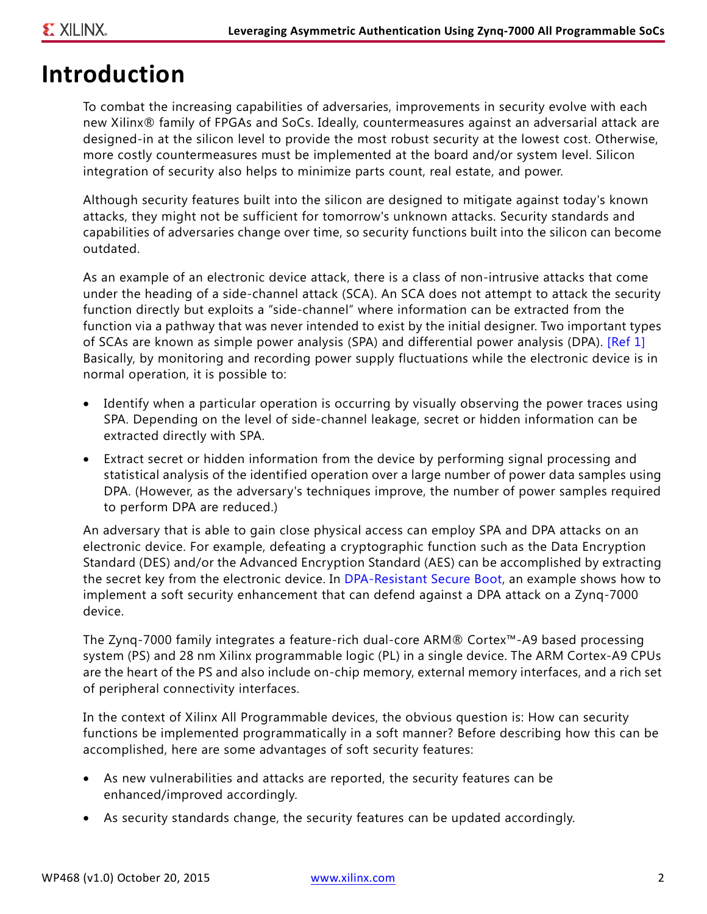# Introduction

To combat the increasing capabilities of adversaries, improvements in security evolve with each new Xilinx® family of FPGAs and SoCs. Ideally, countermeasures against an adversarial attack are designed-in at the silicon level to provide the most robust security at the lowest cost. Otherwise, more costly countermeasures must be implemented at the board and/or system level. Silicon integration of security also helps to minimize parts count, real estate, and power.

Although security features built into the silicon are designed to mitigate against today's known attacks, they might not be sufficient for tomorrow's unknown attacks. Security standards and capabilities of adversaries change over time, so security functions built into the silicon can become outdated.

As an example of an electronic device attack, there is a class of non-intrusive attacks that come under the heading of a side-channel attack (SCA). An SCA does not attempt to attack the security function directly but exploits a "side-channel" where information can be extracted from the function via a pathway that was never intended to exist by the initial designer. Two important types of SCAs are known as simple power analysis (SPA) and differential power analysis (DPA). [Ref 1] Basically, by monitoring and recording power supply fluctuations while the electronic device is in normal operation, it is possible to:

- Identify when a particular operation is occurring by visually observing the power traces using SPA. Depending on the level of side-channel leakage, secret or hidden information can be extracted directly with SPA.
- Extract secret or hidden information from the device by performing signal processing and statistical analysis of the identified operation over a large number of power data samples using DPA. (However, as the adversary's techniques improve, the number of power samples required to perform DPA are reduced.)

An adversary that is able to gain close physical access can employ SPA and DPA attacks on an electronic device. For example, defeating a cryptographic function such as the Data Encryption Standard (DES) and/or the Advanced Encryption Standard (AES) can be accomplished by extracting the secret key from the electronic device. In DPA-Resistant Secure Boot, an example shows how to implement a soft security enhancement that can defend against a DPA attack on a Zynq-7000 device.

The Zynq-7000 family integrates a feature-rich dual-core ARM® Cortex™-A9 based processing system (PS) and 28 nm Xilinx programmable logic (PL) in a single device. The ARM Cortex-A9 CPUs are the heart of the PS and also include on-chip memory, external memory interfaces, and a rich set of peripheral connectivity interfaces.

In the context of Xilinx All Programmable devices, the obvious question is: How can security functions be implemented programmatically in a soft manner? Before describing how this can be accomplished, here are some advantages of soft security features:

- As new vulnerabilities and attacks are reported, the security features can be enhanced/improved accordingly.
- As security standards change, the security features can be updated accordingly.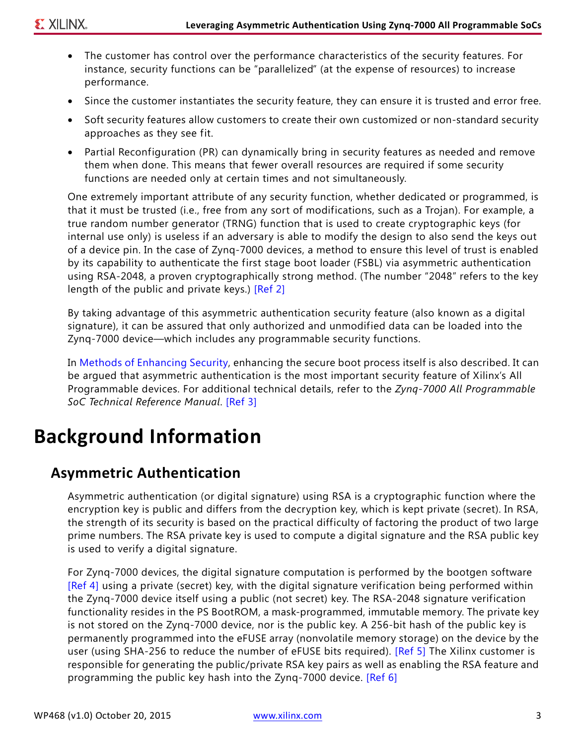- The customer has control over the performance characteristics of the security features. For instance, security functions can be "parallelized" (at the expense of resources) to increase performance.
- Since the customer instantiates the security feature, they can ensure it is trusted and error free.
- Soft security features allow customers to create their own customized or non-standard security approaches as they see fit.
- Partial Reconfiguration (PR) can dynamically bring in security features as needed and remove them when done. This means that fewer overall resources are required if some security functions are needed only at certain times and not simultaneously.

One extremely important attribute of any security function, whether dedicated or programmed, is that it must be trusted (i.e., free from any sort of modifications, such as a Trojan). For example, a true random number generator (TRNG) function that is used to create cryptographic keys (for internal use only) is useless if an adversary is able to modify the design to also send the keys out of a device pin. In the case of Zynq-7000 devices, a method to ensure this level of trust is enabled by its capability to authenticate the first stage boot loader (FSBL) via asymmetric authentication using RSA-2048, a proven cryptographically strong method. (The number "2048" refers to the key length of the public and private keys.) [Ref 2]

By taking advantage of this asymmetric authentication security feature (also known as a digital signature), it can be assured that only authorized and unmodified data can be loaded into the Zynq-7000 device—which includes any programmable security functions.

In Methods of Enhancing Security, enhancing the secure boot process itself is also described. It can be argued that asymmetric authentication is the most important security feature of Xilinx's All Programmable devices. For additional technical details, refer to the *Zynq-7000 All Programmable SoC Technical Reference Manual*. [Ref 3]

# Background Information

## Asymmetric Authentication

Asymmetric authentication (or digital signature) using RSA is a cryptographic function where the encryption key is public and differs from the decryption key, which is kept private (secret). In RSA, the strength of its security is based on the practical difficulty of factoring the product of two large prime numbers. The RSA private key is used to compute a digital signature and the RSA public key is used to verify a digital signature.

For Zynq-7000 devices, the digital signature computation is performed by the bootgen software [Ref 4] using a private (secret) key, with the digital signature verification being performed within the Zynq-7000 device itself using a public (not secret) key. The RSA-2048 signature verification functionality resides in the PS BootROM, a mask-programmed, immutable memory. The private key is not stored on the Zynq-7000 device, nor is the public key. A 256-bit hash of the public key is permanently programmed into the eFUSE array (nonvolatile memory storage) on the device by the user (using SHA-256 to reduce the number of eFUSE bits required). [Ref 5] The Xilinx customer is responsible for generating the public/private RSA key pairs as well as enabling the RSA feature and programming the public key hash into the Zynq-7000 device. [Ref 6]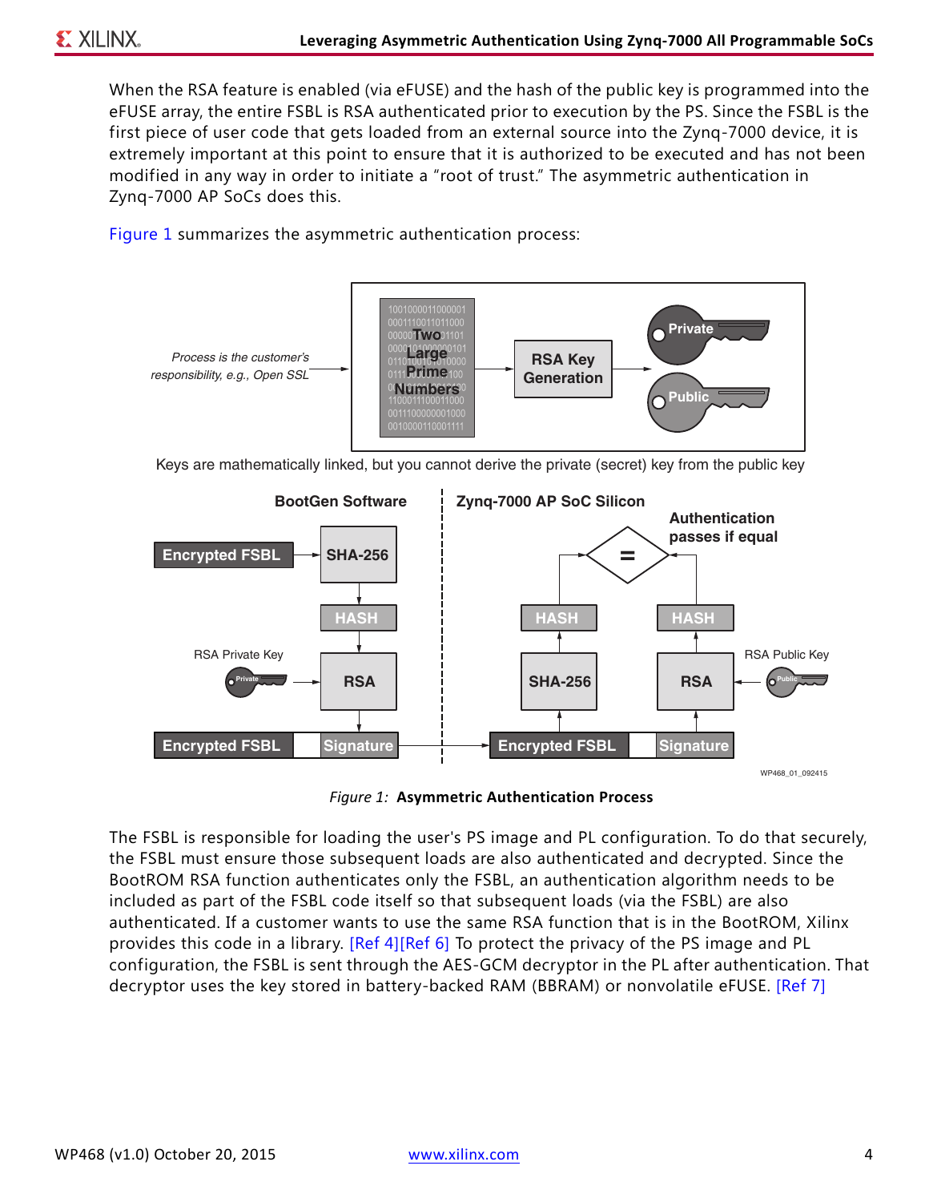When the RSA feature is enabled (via eFUSE) and the hash of the public key is programmed into the eFUSE array, the entire FSBL is RSA authenticated prior to execution by the PS. Since the FSBL is the first piece of user code that gets loaded from an external source into the Zynq-7000 device, it is extremely important at this point to ensure that it is authorized to be executed and has not been modified in any way in order to initiate a "root of trust." The asymmetric authentication in Zynq-7000 AP SoCs does this.

Figure 1 summarizes the asymmetric authentication process:

*Figure 1:* **Asymmetric Authentication Process**

The FSBL is responsible for loading the user's PS image and PL configuration. To do that securely, the FSBL must ensure those subsequent loads are also authenticated and decrypted. Since the BootROM RSA function authenticates only the FSBL, an authentication algorithm needs to be included as part of the FSBL code itself so that subsequent loads (via the FSBL) are also authenticated. If a customer wants to use the same RSA function that is in the BootROM, Xilinx provides this code in a library. [Ref 4][Ref 6] To protect the privacy of the PS image and PL configuration, the FSBL is sent through the AES-GCM decryptor in the PL after authentication. That decryptor uses the key stored in battery-backed RAM (BBRAM) or nonvolatile eFUSE. [Ref 7]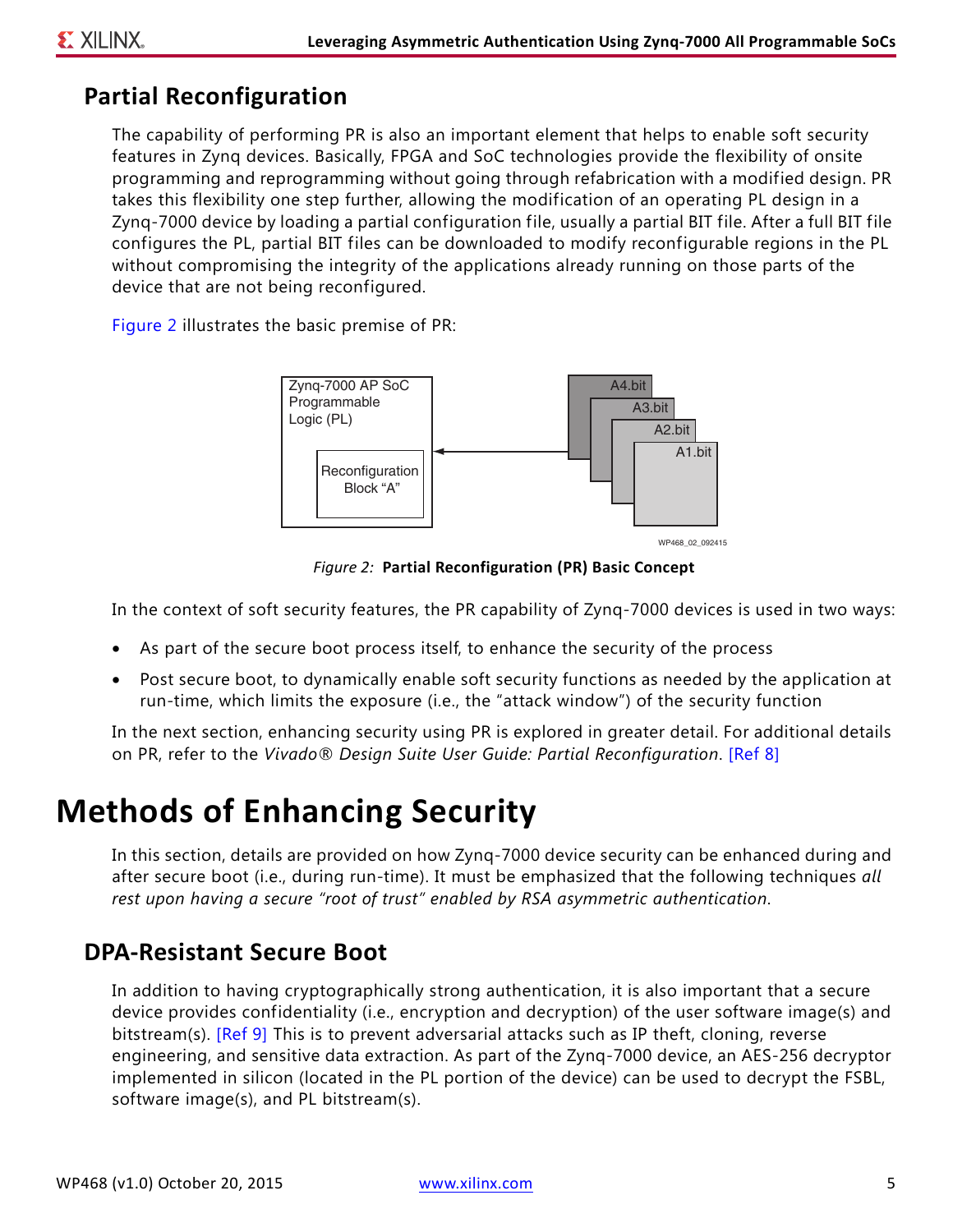## Partial Reconfiguration

The capability of performing PR is also an important element that helps to enable soft security features in Zynq devices. Basically, FPGA and SoC technologies provide the flexibility of onsite programming and reprogramming without going through refabrication with a modified design. PR takes this flexibility one step further, allowing the modification of an operating PL design in a Zynq-7000 device by loading a partial configuration file, usually a partial BIT file. After a full BIT file configures the PL, partial BIT files can be downloaded to modify reconfigurable regions in the PL without compromising the integrity of the applications already running on those parts of the device that are not being reconfigured.

Figure 2 illustrates the basic premise of PR:

*Figure 2:* **Partial Reconfiguration (PR) Basic Concept**

In the context of soft security features, the PR capability of Zynq-7000 devices is used in two ways:

- As part of the secure boot process itself, to enhance the security of the process
- Post secure boot, to dynamically enable soft security functions as needed by the application at run-time, which limits the exposure (i.e., the "attack window") of the security function

In the next section, enhancing security using PR is explored in greater detail. For additional details on PR, refer to the *Vivado® Design Suite User Guide: Partial Reconfiguration*. [Ref 8]

# Methods of Enhancing Security

In this section, details are provided on how Zynq-7000 device security can be enhanced during and after secure boot (i.e., during run-time). It must be emphasized that the following techniques *all rest upon having a secure "root of trust" enabled by RSA asymmetric authentication*.

## DPA-Resistant Secure Boot

In addition to having cryptographically strong authentication, it is also important that a secure device provides confidentiality (i.e., encryption and decryption) of the user software image(s) and bitstream(s). [Ref 9] This is to prevent adversarial attacks such as IP theft, cloning, reverse engineering, and sensitive data extraction. As part of the Zynq-7000 device, an AES-256 decryptor implemented in silicon (located in the PL portion of the device) can be used to decrypt the FSBL, software image(s), and PL bitstream(s).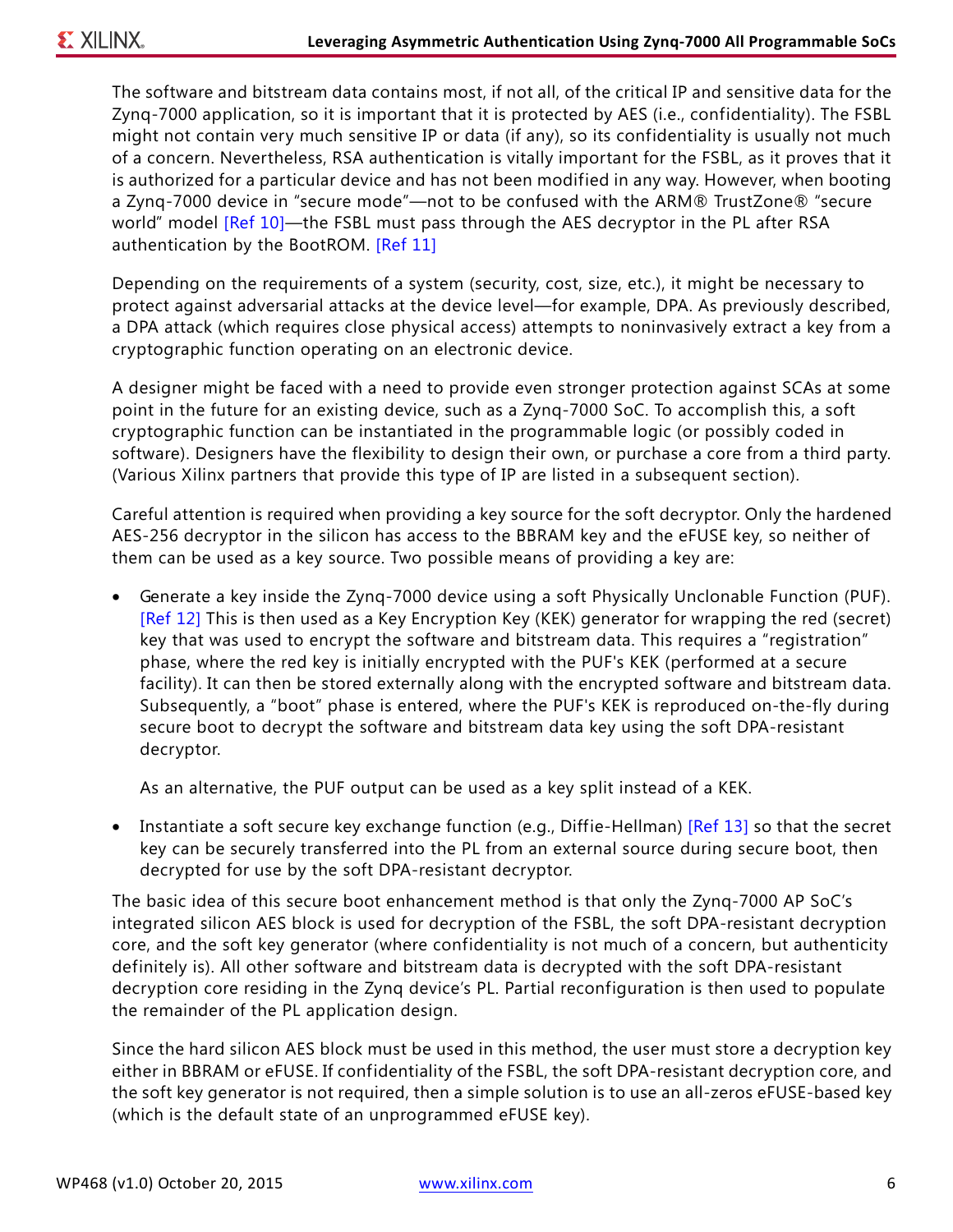The software and bitstream data contains most, if not all, of the critical IP and sensitive data for the Zynq-7000 application, so it is important that it is protected by AES (i.e., confidentiality). The FSBL might not contain very much sensitive IP or data (if any), so its confidentiality is usually not much of a concern. Nevertheless, RSA authentication is vitally important for the FSBL, as it proves that it is authorized for a particular device and has not been modified in any way. However, when booting a Zynq-7000 device in "secure mode"—not to be confused with the ARM® TrustZone® "secure world" model [Ref 10]—the FSBL must pass through the AES decryptor in the PL after RSA authentication by the BootROM. [Ref 11]

Depending on the requirements of a system (security, cost, size, etc.), it might be necessary to protect against adversarial attacks at the device level—for example, DPA. As previously described, a DPA attack (which requires close physical access) attempts to noninvasively extract a key from a cryptographic function operating on an electronic device.

A designer might be faced with a need to provide even stronger protection against SCAs at some point in the future for an existing device, such as a Zynq-7000 SoC. To accomplish this, a soft cryptographic function can be instantiated in the programmable logic (or possibly coded in software). Designers have the flexibility to design their own, or purchase a core from a third party. (Various Xilinx partners that provide this type of IP are listed in a subsequent section).

Careful attention is required when providing a key source for the soft decryptor. Only the hardened AES-256 decryptor in the silicon has access to the BBRAM key and the eFUSE key, so neither of them can be used as a key source. Two possible means of providing a key are:

- Generate a key inside the Zynq-7000 device using a soft Physically Unclonable Function (PUF). [Ref 12] This is then used as a Key Encryption Key (KEK) generator for wrapping the red (secret) key that was used to encrypt the software and bitstream data. This requires a "registration" phase, where the red key is initially encrypted with the PUF's KEK (performed at a secure facility). It can then be stored externally along with the encrypted software and bitstream data. Subsequently, a "boot" phase is entered, where the PUF's KEK is reproduced on-the-fly during secure boot to decrypt the software and bitstream data key using the soft DPA-resistant decryptor.

  As an alternative, the PUF output can be used as a key split instead of a KEK.

- Instantiate a soft secure key exchange function (e.g., Diffie-Hellman) [Ref 13] so that the secret key can be securely transferred into the PL from an external source during secure boot, then decrypted for use by the soft DPA-resistant decryptor.

The basic idea of this secure boot enhancement method is that only the Zynq-7000 AP SoC's integrated silicon AES block is used for decryption of the FSBL, the soft DPA-resistant decryption core, and the soft key generator (where confidentiality is not much of a concern, but authenticity definitely is). All other software and bitstream data is decrypted with the soft DPA-resistant decryption core residing in the Zynq device's PL. Partial reconfiguration is then used to populate the remainder of the PL application design.

Since the hard silicon AES block must be used in this method, the user must store a decryption key either in BBRAM or eFUSE. If confidentiality of the FSBL, the soft DPA-resistant decryption core, and the soft key generator is not required, then a simple solution is to use an all-zeros eFUSE-based key (which is the default state of an unprogrammed eFUSE key).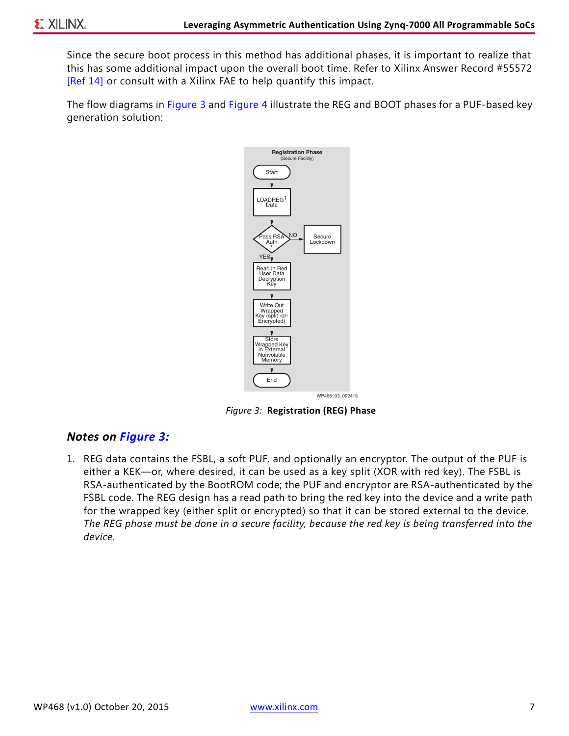Since the secure boot process in this method has additional phases, it is important to realize that this has some additional impact upon the overall boot time. Refer to Xilinx Answer Record #55572 [Ref 14] or consult with a Xilinx FAE to help quantify this impact.

The flow diagrams in Figure 3 and Figure 4 illustrate the REG and BOOT phases for a PUF-based key generation solution:

*Figure 3:* **Registration (REG) Phase**

### *Notes on Figure 3:*

1. REG data contains the FSBL, a soft PUF, and optionally an encryptor. The output of the PUF is either a KEK—or, where desired, it can be used as a key split (XOR with red key). The FSBL is RSA-authenticated by the BootROM code; the PUF and encryptor are RSA-authenticated by the FSBL code. The REG design has a read path to bring the red key into the device and a write path for the wrapped key (either split or encrypted) so that it can be stored external to the device. *The REG phase must be done in a secure facility, because the red key is being transferred into the device.*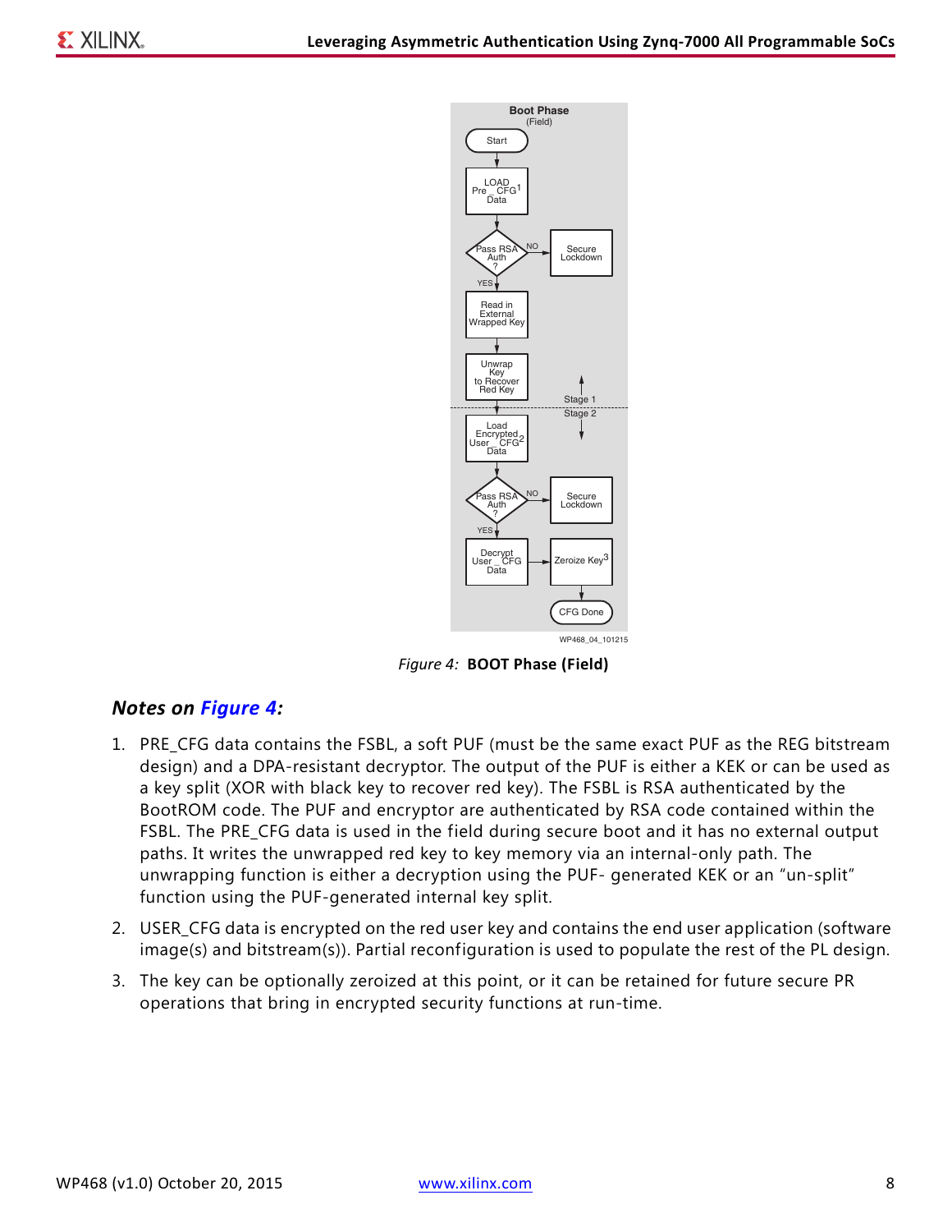Figure 4: **BOOT Phase (Field)**

### *Notes on Figure 4:*

1. PRE_CFG data contains the FSBL, a soft PUF (must be the same exact PUF as the REG bitstream design) and a DPA-resistant decryptor. The output of the PUF is either a KEK or can be used as a key split (XOR with black key to recover red key). The FSBL is RSA authenticated by the BootROM code. The PUF and encryptor are authenticated by RSA code contained within the FSBL. The PRE_CFG data is used in the field during secure boot and it has no external output paths. It writes the unwrapped red key to key memory via an internal-only path. The unwrapping function is either a decryption using the PUF- generated KEK or an "un-split" function using the PUF-generated internal key split.
2. USER_CFG data is encrypted on the red user key and contains the end user application (software image(s) and bitstream(s)). Partial reconfiguration is used to populate the rest of the PL design.
3. The key can be optionally zeroized at this point, or it can be retained for future secure PR operations that bring in encrypted security functions at run-time.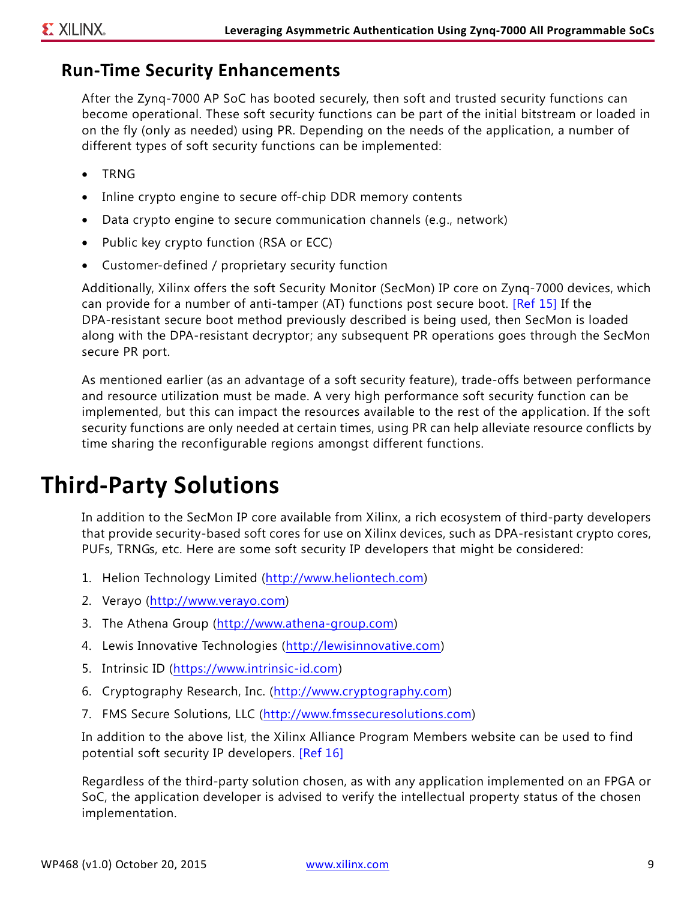## Run-Time Security Enhancements

After the Zynq-7000 AP SoC has booted securely, then soft and trusted security functions can become operational. These soft security functions can be part of the initial bitstream or loaded in on the fly (only as needed) using PR. Depending on the needs of the application, a number of different types of soft security functions can be implemented:

- TRNG
- Inline crypto engine to secure off-chip DDR memory contents
- Data crypto engine to secure communication channels (e.g., network)
- Public key crypto function (RSA or ECC)
- Customer-defined / proprietary security function

Additionally, Xilinx offers the soft Security Monitor (SecMon) IP core on Zynq-7000 devices, which can provide for a number of anti-tamper (AT) functions post secure boot. [Ref 15] If the DPA-resistant secure boot method previously described is being used, then SecMon is loaded along with the DPA-resistant decryptor; any subsequent PR operations goes through the SecMon secure PR port.

As mentioned earlier (as an advantage of a soft security feature), trade-offs between performance and resource utilization must be made. A very high performance soft security function can be implemented, but this can impact the resources available to the rest of the application. If the soft security functions are only needed at certain times, using PR can help alleviate resource conflicts by time sharing the reconfigurable regions amongst different functions.

# Third-Party Solutions

In addition to the SecMon IP core available from Xilinx, a rich ecosystem of third-party developers that provide security-based soft cores for use on Xilinx devices, such as DPA-resistant crypto cores, PUFs, TRNGs, etc. Here are some soft security IP developers that might be considered:

1. Helion Technology Limited (http://www.heliontech.com)
2. Verayo (http://www.verayo.com)
3. The Athena Group (http://www.athena-group.com)
4. Lewis Innovative Technologies (http://lewisinnovative.com)
5. Intrinsic ID (https://www.intrinsic-id.com)
6. Cryptography Research, Inc. (http://www.cryptography.com)
7. FMS Secure Solutions, LLC (http://www.fmssecuresolutions.com)

In addition to the above list, the Xilinx Alliance Program Members website can be used to find potential soft security IP developers. [Ref 16]

Regardless of the third-party solution chosen, as with any application implemented on an FPGA or SoC, the application developer is advised to verify the intellectual property status of the chosen implementation.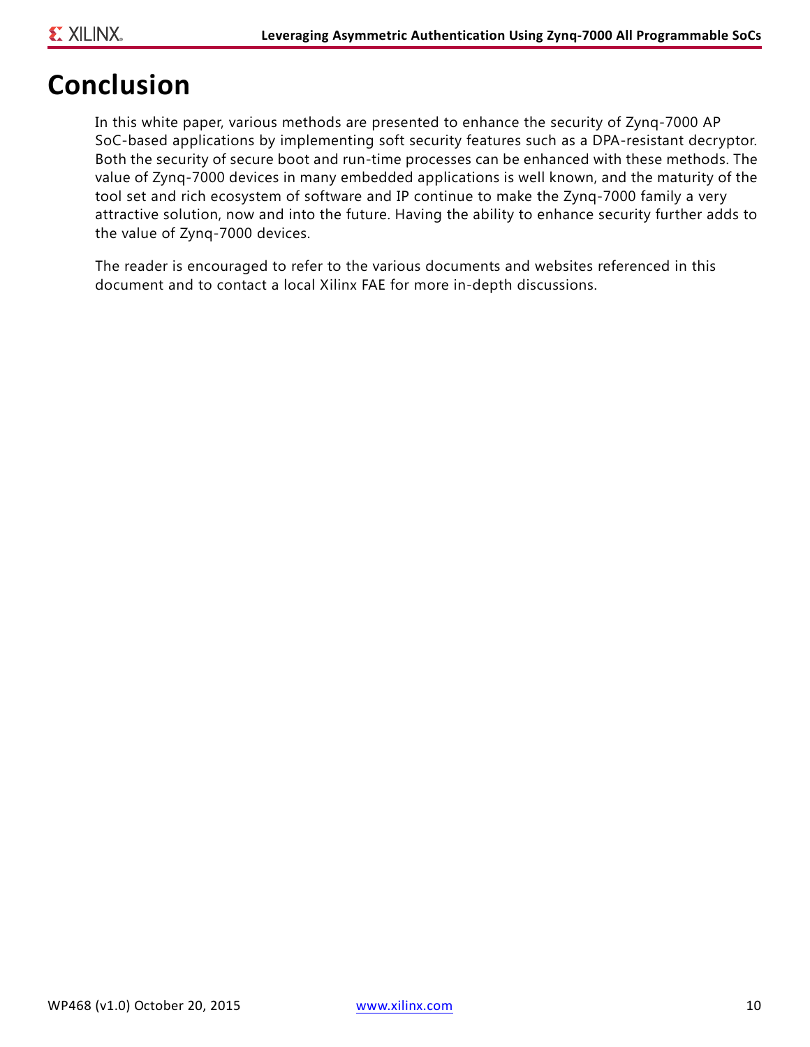# Conclusion

In this white paper, various methods are presented to enhance the security of Zynq-7000 AP SoC-based applications by implementing soft security features such as a DPA-resistant decryptor. Both the security of secure boot and run-time processes can be enhanced with these methods. The value of Zynq-7000 devices in many embedded applications is well known, and the maturity of the tool set and rich ecosystem of software and IP continue to make the Zynq-7000 family a very attractive solution, now and into the future. Having the ability to enhance security further adds to the value of Zynq-7000 devices.

The reader is encouraged to refer to the various documents and websites referenced in this document and to contact a local Xilinx FAE for more in-depth discussions.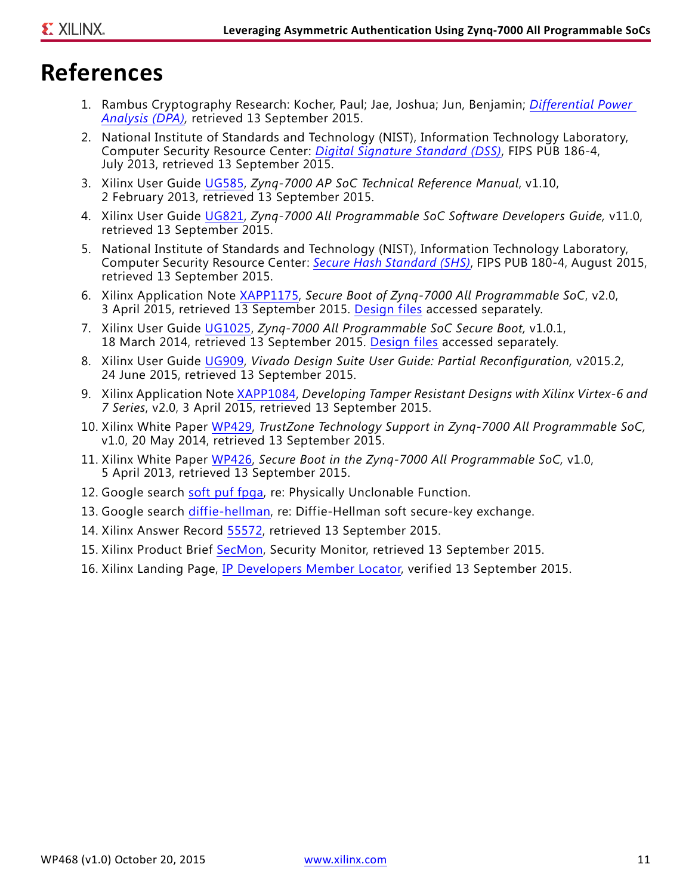# References

1. Rambus Cryptography Research: Kocher, Paul; Jae, Joshua; Jun, Benjamin; *Differential Power Analysis (DPA)*, retrieved 13 September 2015.
2. National Institute of Standards and Technology (NIST), Information Technology Laboratory, Computer Security Resource Center: *Digital Signature Standard (DSS)*, FIPS PUB 186-4, July 2013, retrieved 13 September 2015.
3. Xilinx User Guide UG585, *Zynq-7000 AP SoC Technical Reference Manual*, v1.10, 2 February 2013, retrieved 13 September 2015.
4. Xilinx User Guide UG821, *Zynq-7000 All Programmable SoC Software Developers Guide,* v11.0, retrieved 13 September 2015.
5. National Institute of Standards and Technology (NIST), Information Technology Laboratory, Computer Security Resource Center: *Secure Hash Standard (SHS)*, FIPS PUB 180-4, August 2015, retrieved 13 September 2015.
6. Xilinx Application Note XAPP1175, *Secure Boot of Zynq-7000 All Programmable SoC*, v2.0, 3 April 2015, retrieved 13 September 2015. Design files accessed separately.
7. Xilinx User Guide UG1025, *Zynq-7000 All Programmable SoC Secure Boot,* v1.0.1, 18 March 2014, retrieved 13 September 2015. Design files accessed separately.
8. Xilinx User Guide UG909, *Vivado Design Suite User Guide: Partial Reconfiguration,* v2015.2, 24 June 2015, retrieved 13 September 2015.
9. Xilinx Application Note XAPP1084, *Developing Tamper Resistant Designs with Xilinx Virtex-6 and 7 Series*, v2.0, 3 April 2015, retrieved 13 September 2015.
10. Xilinx White Paper WP429, *TrustZone Technology Support in Zynq-7000 All Programmable SoC,* v1.0, 20 May 2014, retrieved 13 September 2015.
11. Xilinx White Paper WP426, *Secure Boot in the Zynq-7000 All Programmable SoC,* v1.0, 5 April 2013, retrieved 13 September 2015.
12. Google search soft puf fpga, re: Physically Unclonable Function.
13. Google search diffie-hellman, re: Diffie-Hellman soft secure-key exchange.
14. Xilinx Answer Record 55572, retrieved 13 September 2015.
15. Xilinx Product Brief SecMon, Security Monitor, retrieved 13 September 2015.
16. Xilinx Landing Page, IP Developers Member Locator, verified 13 September 2015.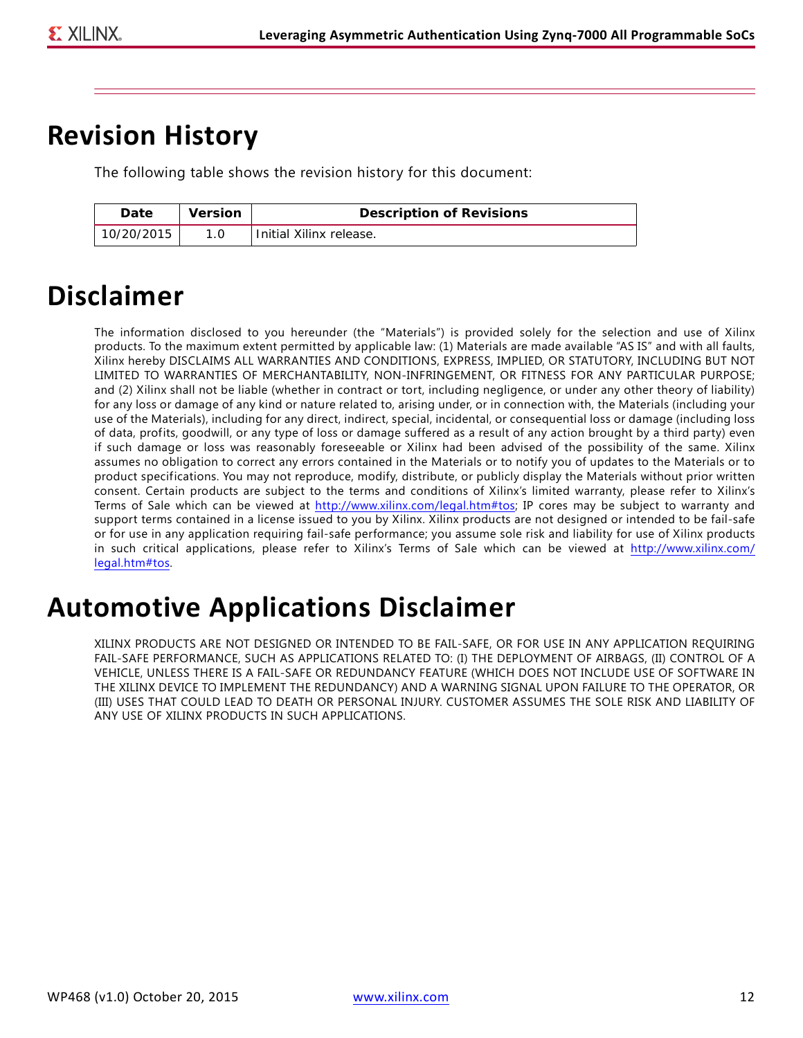# Revision History

The following table shows the revision history for this document:

| Date | Version | Description of Revisions |
|---|---|---|
| 10/20/2015 | 1.0 | Initial Xilinx release. |

# Disclaimer

The information disclosed to you hereunder (the "Materials") is provided solely for the selection and use of Xilinx products. To the maximum extent permitted by applicable law: (1) Materials are made available "AS IS" and with all faults, Xilinx hereby DISCLAIMS ALL WARRANTIES AND CONDITIONS, EXPRESS, IMPLIED, OR STATUTORY, INCLUDING BUT NOT LIMITED TO WARRANTIES OF MERCHANTABILITY, NON-INFRINGEMENT, OR FITNESS FOR ANY PARTICULAR PURPOSE; and (2) Xilinx shall not be liable (whether in contract or tort, including negligence, or under any other theory of liability) for any loss or damage of any kind or nature related to, arising under, or in connection with, the Materials (including your use of the Materials), including for any direct, indirect, special, incidental, or consequential loss or damage (including loss of data, profits, goodwill, or any type of loss or damage suffered as a result of any action brought by a third party) even if such damage or loss was reasonably foreseeable or Xilinx had been advised of the possibility of the same. Xilinx assumes no obligation to correct any errors contained in the Materials or to notify you of updates to the Materials or to product specifications. You may not reproduce, modify, distribute, or publicly display the Materials without prior written consent. Certain products are subject to the terms and conditions of Xilinx's limited warranty, please refer to Xilinx's Terms of Sale which can be viewed at http://www.xilinx.com/legal.htm#tos; IP cores may be subject to warranty and support terms contained in a license issued to you by Xilinx. Xilinx products are not designed or intended to be fail-safe or for use in any application requiring fail-safe performance; you assume sole risk and liability for use of Xilinx products in such critical applications, please refer to Xilinx's Terms of Sale which can be viewed at http://www.xilinx.com/legal.htm#tos.

# Automotive Applications Disclaimer

XILINX PRODUCTS ARE NOT DESIGNED OR INTENDED TO BE FAIL-SAFE, OR FOR USE IN ANY APPLICATION REQUIRING FAIL-SAFE PERFORMANCE, SUCH AS APPLICATIONS RELATED TO: (I) THE DEPLOYMENT OF AIRBAGS, (II) CONTROL OF A VEHICLE, UNLESS THERE IS A FAIL-SAFE OR REDUNDANCY FEATURE (WHICH DOES NOT INCLUDE USE OF SOFTWARE IN THE XILINX DEVICE TO IMPLEMENT THE REDUNDANCY) AND A WARNING SIGNAL UPON FAILURE TO THE OPERATOR, OR (III) USES THAT COULD LEAD TO DEATH OR PERSONAL INJURY. CUSTOMER ASSUMES THE SOLE RISK AND LIABILITY OF ANY USE OF XILINX PRODUCTS IN SUCH APPLICATIONS.